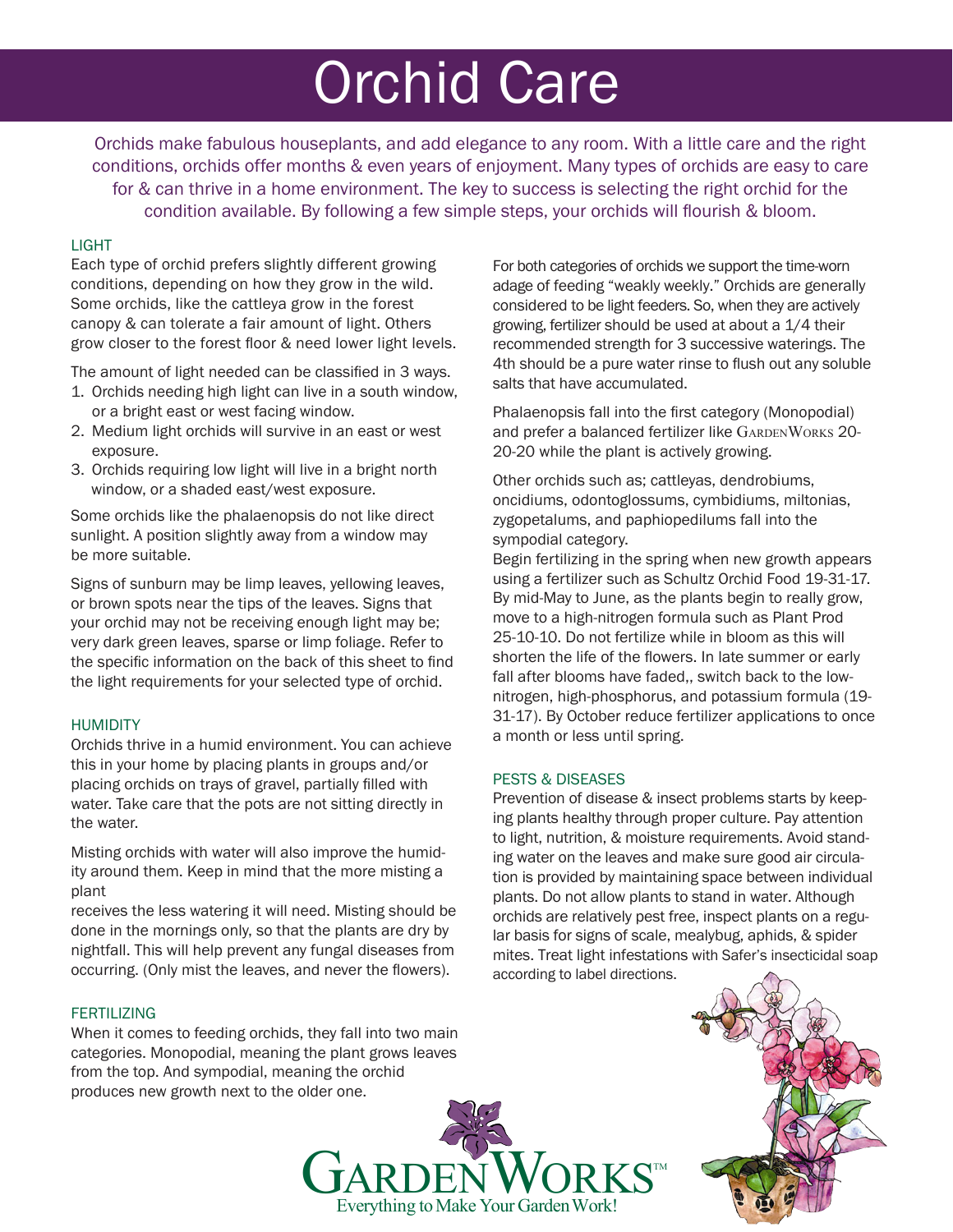# Orchid Care

Orchids make fabulous houseplants, and add elegance to any room. With a little care and the right conditions, orchids offer months & even years of enjoyment. Many types of orchids are easy to care for & can thrive in a home environment. The key to success is selecting the right orchid for the condition available. By following a few simple steps, your orchids will flourish & bloom.

## LIGHT

Each type of orchid prefers slightly different growing conditions, depending on how they grow in the wild. Some orchids, like the cattleya grow in the forest canopy & can tolerate a fair amount of light. Others grow closer to the forest floor & need lower light levels.

The amount of light needed can be classified in 3 ways.

1. Orchids needing high light can live in a south window, or a bright east or west facing window.
2. Medium light orchids will survive in an east or west exposure.
3. Orchids requiring low light will live in a bright north window, or a shaded east/west exposure.

Some orchids like the phalaenopsis do not like direct sunlight. A position slightly away from a window may be more suitable.

Signs of sunburn may be limp leaves, yellowing leaves, or brown spots near the tips of the leaves. Signs that your orchid may not be receiving enough light may be; very dark green leaves, sparse or limp foliage. Refer to the specific information on the back of this sheet to find the light requirements for your selected type of orchid.

## HUMIDITY

Orchids thrive in a humid environment. You can achieve this in your home by placing plants in groups and/or placing orchids on trays of gravel, partially filled with water. Take care that the pots are not sitting directly in the water.

Misting orchids with water will also improve the humidity around them. Keep in mind that the more misting a plant receives the less watering it will need. Misting should be done in the mornings only, so that the plants are dry by nightfall. This will help prevent any fungal diseases from occurring. (Only mist the leaves, and never the flowers).

## FERTILIZING

When it comes to feeding orchids, they fall into two main categories. Monopodial, meaning the plant grows leaves from the top. And sympodial, meaning the orchid produces new growth next to the older one.

For both categories of orchids we support the time-worn adage of feeding "weakly weekly." Orchids are generally considered to be light feeders. So, when they are actively growing, fertilizer should be used at about a 1/4 their recommended strength for 3 successive waterings. The 4th should be a pure water rinse to flush out any soluble salts that have accumulated.

Phalaenopsis fall into the first category (Monopodial) and prefer a balanced fertilizer like GardenWorks 20-20-20 while the plant is actively growing.

Other orchids such as; cattleyas, dendrobiums, oncidiums, odontoglossums, cymbidiums, miltonias, zygopetalums, and paphiopedilums fall into the sympodial category.

Begin fertilizing in the spring when new growth appears using a fertilizer such as Schultz Orchid Food 19-31-17. By mid-May to June, as the plants begin to really grow, move to a high-nitrogen formula such as Plant Prod 25-10-10. Do not fertilize while in bloom as this will shorten the life of the flowers. In late summer or early fall after blooms have faded,, switch back to the low-nitrogen, high-phosphorus, and potassium formula (19-31-17). By October reduce fertilizer applications to once a month or less until spring.

## PESTS & DISEASES

Prevention of disease & insect problems starts by keeping plants healthy through proper culture. Pay attention to light, nutrition, & moisture requirements. Avoid standing water on the leaves and make sure good air circulation is provided by maintaining space between individual plants. Do not allow plants to stand in water. Although orchids are relatively pest free, inspect plants on a regular basis for signs of scale, mealybug, aphids, & spider mites. Treat light infestations with Safer's insecticidal soap according to label directions.

GardenWorks™
Everything to Make Your Garden Work!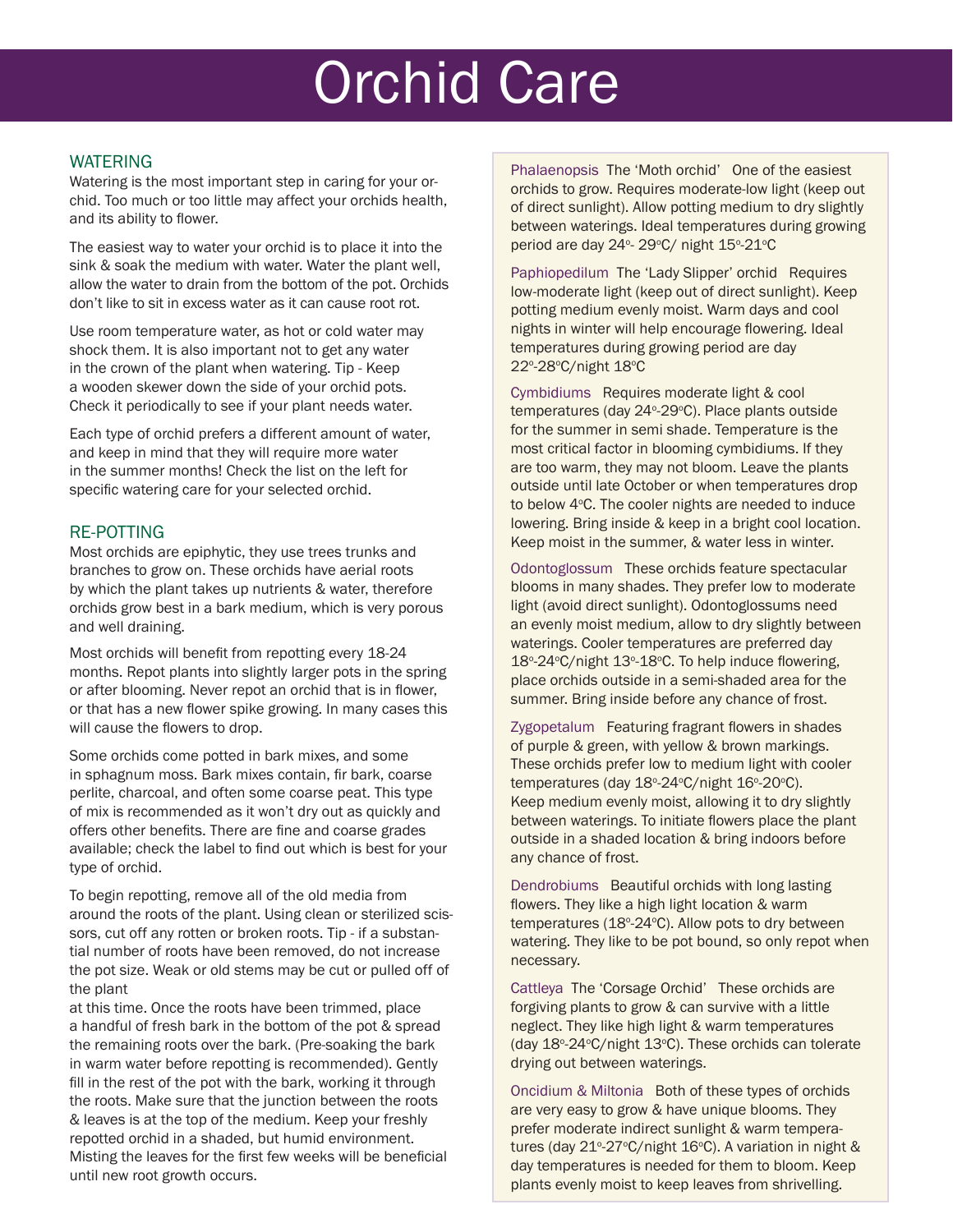# Orchid Care

## WATERING

Watering is the most important step in caring for your orchid. Too much or too little may affect your orchids health, and its ability to flower.

The easiest way to water your orchid is to place it into the sink & soak the medium with water. Water the plant well, allow the water to drain from the bottom of the pot. Orchids don't like to sit in excess water as it can cause root rot.

Use room temperature water, as hot or cold water may shock them. It is also important not to get any water in the crown of the plant when watering. Tip - Keep a wooden skewer down the side of your orchid pots. Check it periodically to see if your plant needs water.

Each type of orchid prefers a different amount of water, and keep in mind that they will require more water in the summer months! Check the list on the left for specific watering care for your selected orchid.

## RE-POTTING

Most orchids are epiphytic, they use trees trunks and branches to grow on. These orchids have aerial roots by which the plant takes up nutrients & water, therefore orchids grow best in a bark medium, which is very porous and well draining.

Most orchids will benefit from repotting every 18-24 months. Repot plants into slightly larger pots in the spring or after blooming. Never repot an orchid that is in flower, or that has a new flower spike growing. In many cases this will cause the flowers to drop.

Some orchids come potted in bark mixes, and some in sphagnum moss. Bark mixes contain, fir bark, coarse perlite, charcoal, and often some coarse peat. This type of mix is recommended as it won't dry out as quickly and offers other benefits. There are fine and coarse grades available; check the label to find out which is best for your type of orchid.

To begin repotting, remove all of the old media from around the roots of the plant. Using clean or sterilized scissors, cut off any rotten or broken roots. Tip - if a substantial number of roots have been removed, do not increase the pot size. Weak or old stems may be cut or pulled off of the plant at this time. Once the roots have been trimmed, place a handful of fresh bark in the bottom of the pot & spread the remaining roots over the bark. (Pre-soaking the bark in warm water before repotting is recommended). Gently fill in the rest of the pot with the bark, working it through the roots. Make sure that the junction between the roots & leaves is at the top of the medium. Keep your freshly repotted orchid in a shaded, but humid environment. Misting the leaves for the first few weeks will be beneficial until new root growth occurs.

Phalaenopsis The 'Moth orchid' One of the easiest orchids to grow. Requires moderate-low light (keep out of direct sunlight). Allow potting medium to dry slightly between waterings. Ideal temperatures during growing period are day 24°- 29°C/ night 15°-21°C

Paphiopedilum The 'Lady Slipper' orchid Requires low-moderate light (keep out of direct sunlight). Keep potting medium evenly moist. Warm days and cool nights in winter will help encourage flowering. Ideal temperatures during growing period are day 22°-28°C/night 18°C

Cymbidiums Requires moderate light & cool temperatures (day 24°-29°C). Place plants outside for the summer in semi shade. Temperature is the most critical factor in blooming cymbidiums. If they are too warm, they may not bloom. Leave the plants outside until late October or when temperatures drop to below 4°C. The cooler nights are needed to induce lowering. Bring inside & keep in a bright cool location. Keep moist in the summer, & water less in winter.

Odontoglossum These orchids feature spectacular blooms in many shades. They prefer low to moderate light (avoid direct sunlight). Odontoglossums need an evenly moist medium, allow to dry slightly between waterings. Cooler temperatures are preferred day 18°-24°C/night 13°-18°C. To help induce flowering, place orchids outside in a semi-shaded area for the summer. Bring inside before any chance of frost.

Zygopetalum Featuring fragrant flowers in shades of purple & green, with yellow & brown markings. These orchids prefer low to medium light with cooler temperatures (day 18°-24°C/night 16°-20°C). Keep medium evenly moist, allowing it to dry slightly between waterings. To initiate flowers place the plant outside in a shaded location & bring indoors before any chance of frost.

Dendrobiums Beautiful orchids with long lasting flowers. They like a high light location & warm temperatures (18°-24°C). Allow pots to dry between watering. They like to be pot bound, so only repot when necessary.

Cattleya The 'Corsage Orchid' These orchids are forgiving plants to grow & can survive with a little neglect. They like high light & warm temperatures (day 18°-24°C/night 13°C). These orchids can tolerate drying out between waterings.

Oncidium & Miltonia Both of these types of orchids are very easy to grow & have unique blooms. They prefer moderate indirect sunlight & warm temperatures (day 21°-27°C/night 16°C). A variation in night & day temperatures is needed for them to bloom. Keep plants evenly moist to keep leaves from shrivelling.